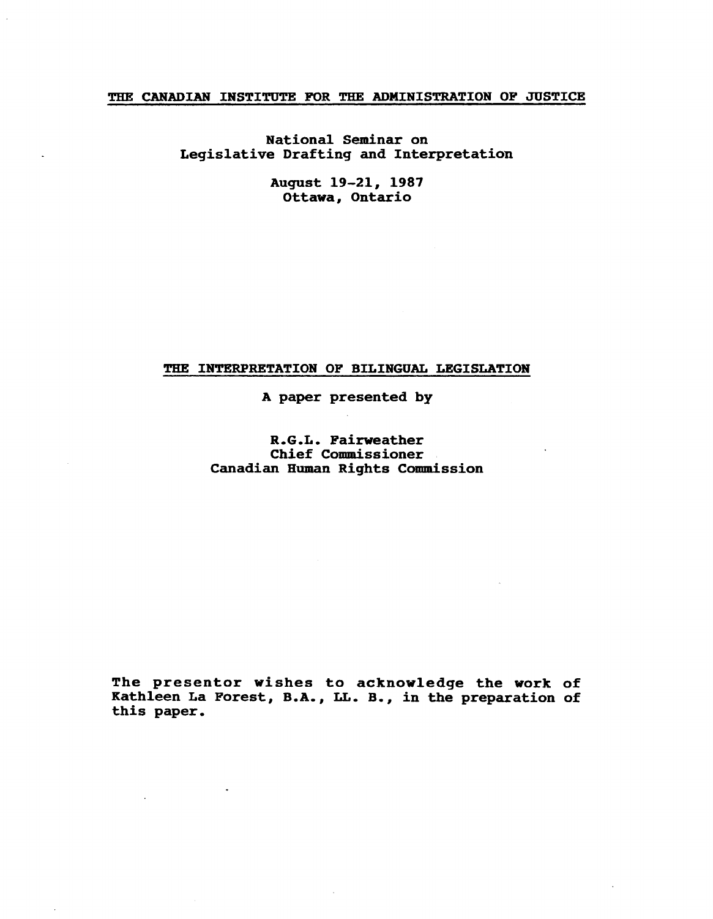THE CANADIAN INSTITUTE FOR THE ADMINISTRATION OF JUSTICE

National Seminar on
Legislative Drafting and Interpretation

August 19-21, 1987
Ottawa, Ontario

# THE INTERPRETATION OF BILINGUAL LEGISLATION

A paper presented by

R.G.L. Fairweather
Chief Commissioner
Canadian Human Rights Commission

The presentor wishes to acknowledge the work of Kathleen La Forest, B.A., LL. B., in the preparation of this paper.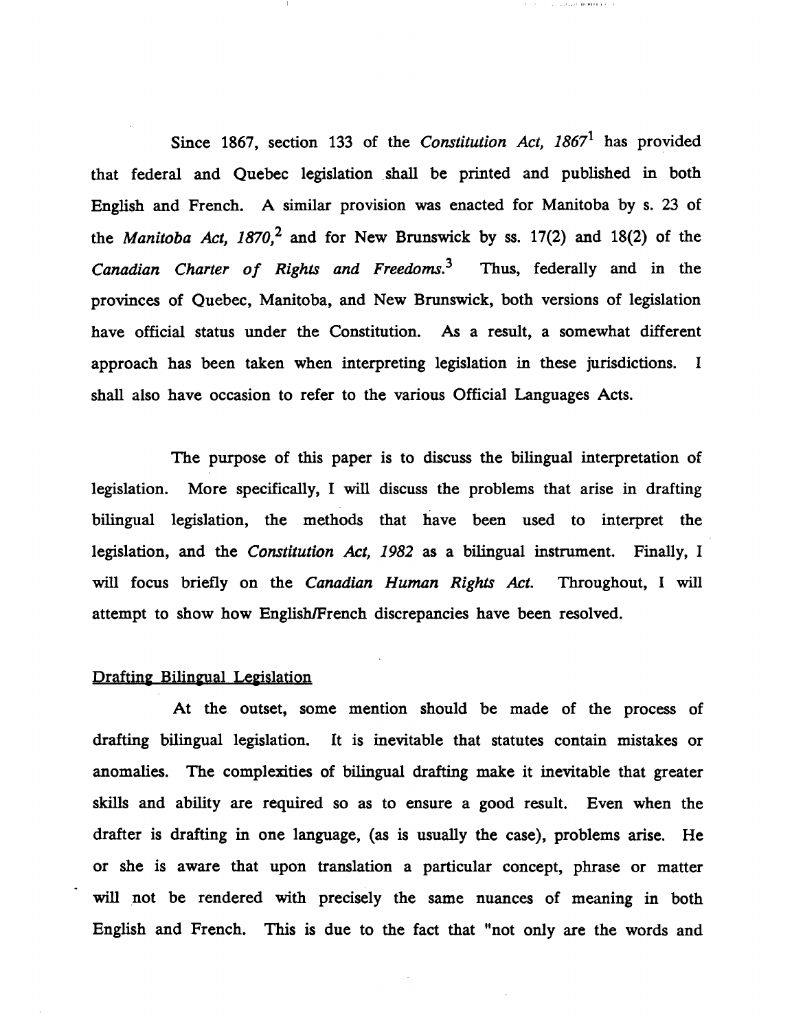Since 1867, section 133 of the *Constitution Act, 1867*[1] has provided that federal and Quebec legislation shall be printed and published in both English and French. A similar provision was enacted for Manitoba by s. 23 of the *Manitoba Act, 1870*,[2] and for New Brunswick by ss. 17(2) and 18(2) of the *Canadian Charter of Rights and Freedoms*.[3] Thus, federally and in the provinces of Quebec, Manitoba, and New Brunswick, both versions of legislation have official status under the Constitution. As a result, a somewhat different approach has been taken when interpreting legislation in these jurisdictions. I shall also have occasion to refer to the various Official Languages Acts.

The purpose of this paper is to discuss the bilingual interpretation of legislation. More specifically, I will discuss the problems that arise in drafting bilingual legislation, the methods that have been used to interpret the legislation, and the *Constitution Act, 1982* as a bilingual instrument. Finally, I will focus briefly on the *Canadian Human Rights Act*. Throughout, I will attempt to show how English/French discrepancies have been resolved.

## Drafting Bilingual Legislation

At the outset, some mention should be made of the process of drafting bilingual legislation. It is inevitable that statutes contain mistakes or anomalies. The complexities of bilingual drafting make it inevitable that greater skills and ability are required so as to ensure a good result. Even when the drafter is drafting in one language, (as is usually the case), problems arise. He or she is aware that upon translation a particular concept, phrase or matter will not be rendered with precisely the same nuances of meaning in both English and French. This is due to the fact that "not only are the words and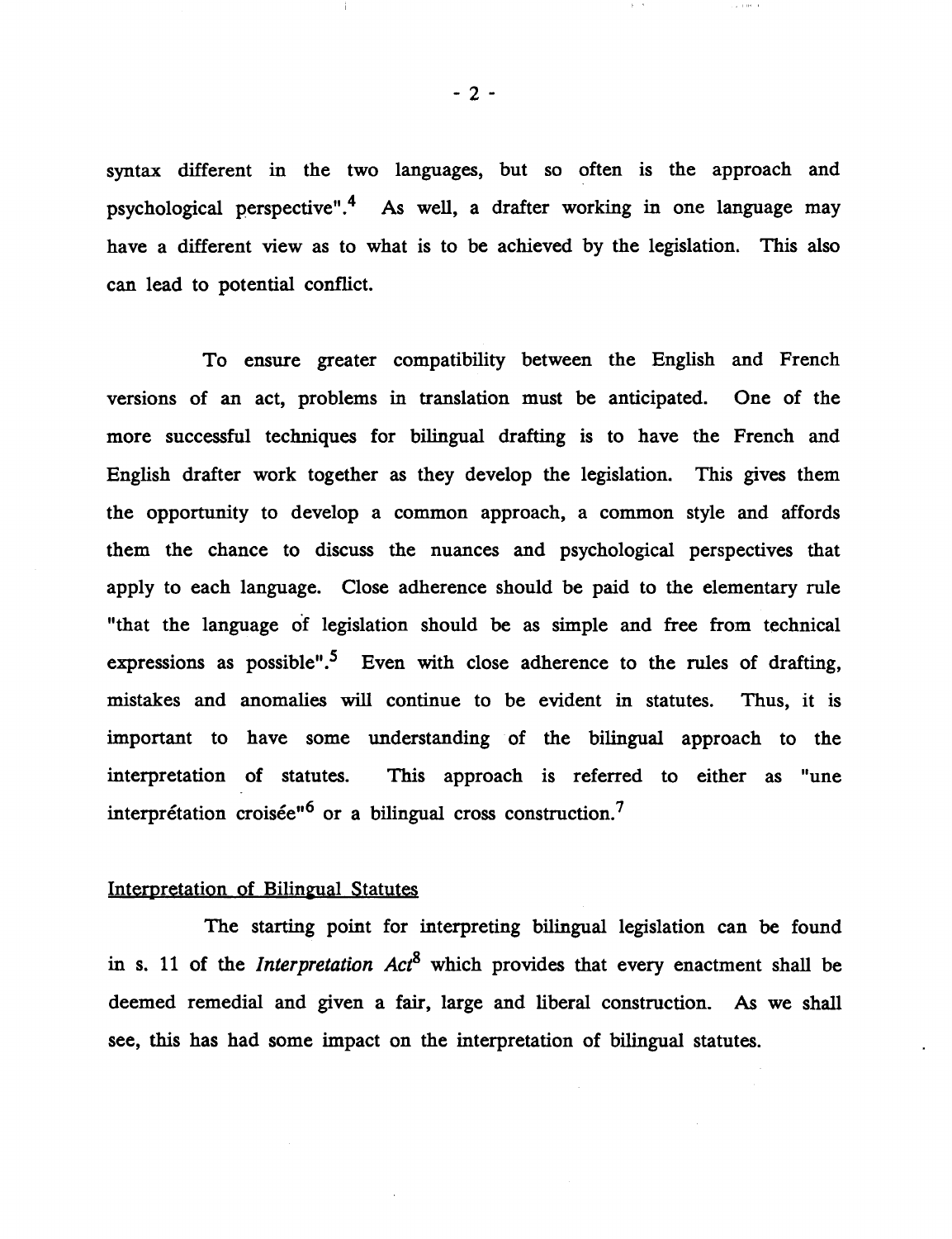syntax different in the two languages, but so often is the approach and psychological perspective".[4] As well, a drafter working in one language may have a different view as to what is to be achieved by the legislation. This also can lead to potential conflict.

To ensure greater compatibility between the English and French versions of an act, problems in translation must be anticipated. One of the more successful techniques for bilingual drafting is to have the French and English drafter work together as they develop the legislation. This gives them the opportunity to develop a common approach, a common style and affords them the chance to discuss the nuances and psychological perspectives that apply to each language. Close adherence should be paid to the elementary rule "that the language of legislation should be as simple and free from technical expressions as possible".[5] Even with close adherence to the rules of drafting, mistakes and anomalies will continue to be evident in statutes. Thus, it is important to have some understanding of the bilingual approach to the interpretation of statutes. This approach is referred to either as "une interprétation croisée"[6] or a bilingual cross construction.[7]

## Interpretation of Bilingual Statutes

The starting point for interpreting bilingual legislation can be found in s. 11 of the *Interpretation Act*[8] which provides that every enactment shall be deemed remedial and given a fair, large and liberal construction. As we shall see, this has had some impact on the interpretation of bilingual statutes.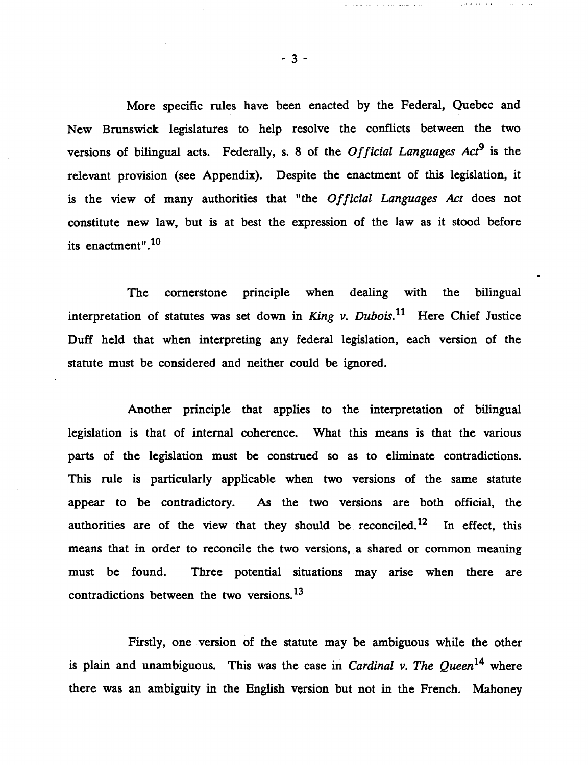More specific rules have been enacted by the Federal, Quebec and New Brunswick legislatures to help resolve the conflicts between the two versions of bilingual acts. Federally, s. 8 of the *Official Languages Act*[9] is the relevant provision (see Appendix). Despite the enactment of this legislation, it is the view of many authorities that "the *Official Languages Act* does not constitute new law, but is at best the expression of the law as it stood before its enactment".[10]

The cornerstone principle when dealing with the bilingual interpretation of statutes was set down in *King v. Dubois.*[11] Here Chief Justice Duff held that when interpreting any federal legislation, each version of the statute must be considered and neither could be ignored.

Another principle that applies to the interpretation of bilingual legislation is that of internal coherence. What this means is that the various parts of the legislation must be construed so as to eliminate contradictions. This rule is particularly applicable when two versions of the same statute appear to be contradictory. As the two versions are both official, the authorities are of the view that they should be reconciled.[12] In effect, this means that in order to reconcile the two versions, a shared or common meaning must be found. Three potential situations may arise when there are contradictions between the two versions.[13]

Firstly, one version of the statute may be ambiguous while the other is plain and unambiguous. This was the case in *Cardinal v. The Queen*[14] where there was an ambiguity in the English version but not in the French. Mahoney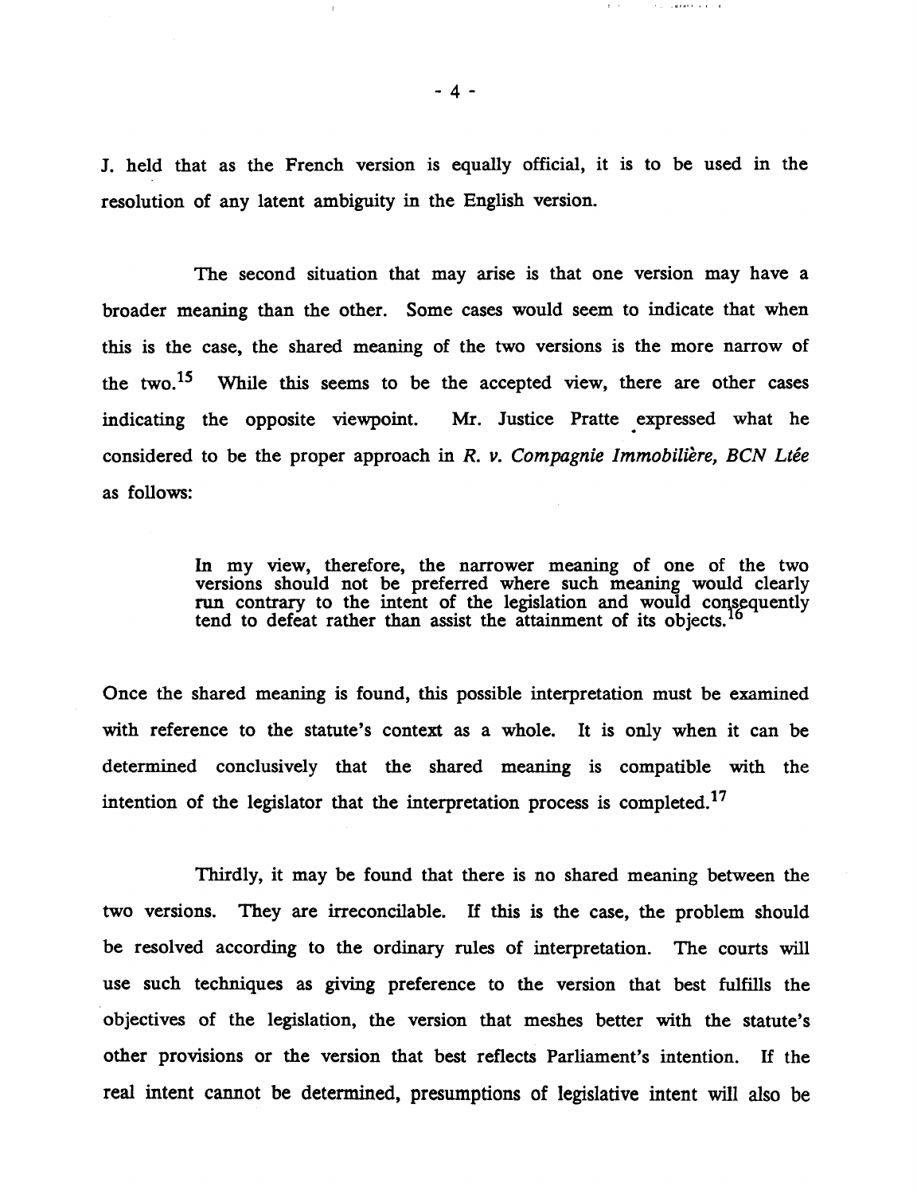J. held that as the French version is equally official, it is to be used in the resolution of any latent ambiguity in the English version.

The second situation that may arise is that one version may have a broader meaning than the other. Some cases would seem to indicate that when this is the case, the shared meaning of the two versions is the more narrow of the two.[15] While this seems to be the accepted view, there are other cases indicating the opposite viewpoint. Mr. Justice Pratte expressed what he considered to be the proper approach in *R. v. Compagnie Immobilière, BCN Ltée* as follows:

> In my view, therefore, the narrower meaning of one of the two versions should not be preferred where such meaning would clearly run contrary to the intent of the legislation and would consequently tend to defeat rather than assist the attainment of its objects.[16]

Once the shared meaning is found, this possible interpretation must be examined with reference to the statute's context as a whole. It is only when it can be determined conclusively that the shared meaning is compatible with the intention of the legislator that the interpretation process is completed.[17]

Thirdly, it may be found that there is no shared meaning between the two versions. They are irreconcilable. If this is the case, the problem should be resolved according to the ordinary rules of interpretation. The courts will use such techniques as giving preference to the version that best fulfills the objectives of the legislation, the version that meshes better with the statute's other provisions or the version that best reflects Parliament's intention. If the real intent cannot be determined, presumptions of legislative intent will also be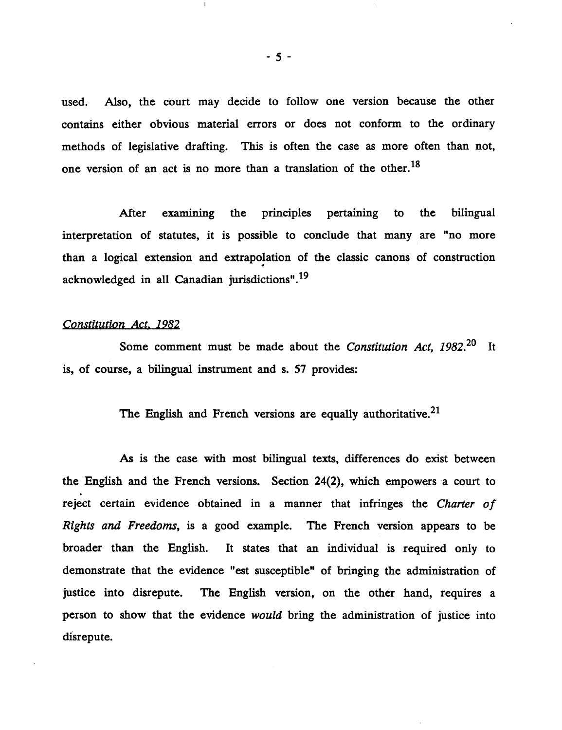used. Also, the court may decide to follow one version because the other contains either obvious material errors or does not conform to the ordinary methods of legislative drafting. This is often the case as more often than not, one version of an act is no more than a translation of the other.[18]

After examining the principles pertaining to the bilingual interpretation of statutes, it is possible to conclude that many are "no more than a logical extension and extrapolation of the classic canons of construction acknowledged in all Canadian jurisdictions".[19]

## *Constitution Act, 1982*

Some comment must be made about the *Constitution Act, 1982*.[20] It is, of course, a bilingual instrument and s. 57 provides:

> The English and French versions are equally authoritative.[21]

As is the case with most bilingual texts, differences do exist between the English and the French versions. Section 24(2), which empowers a court to reject certain evidence obtained in a manner that infringes the *Charter of Rights and Freedoms*, is a good example. The French version appears to be broader than the English. It states that an individual is required only to demonstrate that the evidence "est susceptible" of bringing the administration of justice into disrepute. The English version, on the other hand, requires a person to show that the evidence *would* bring the administration of justice into disrepute.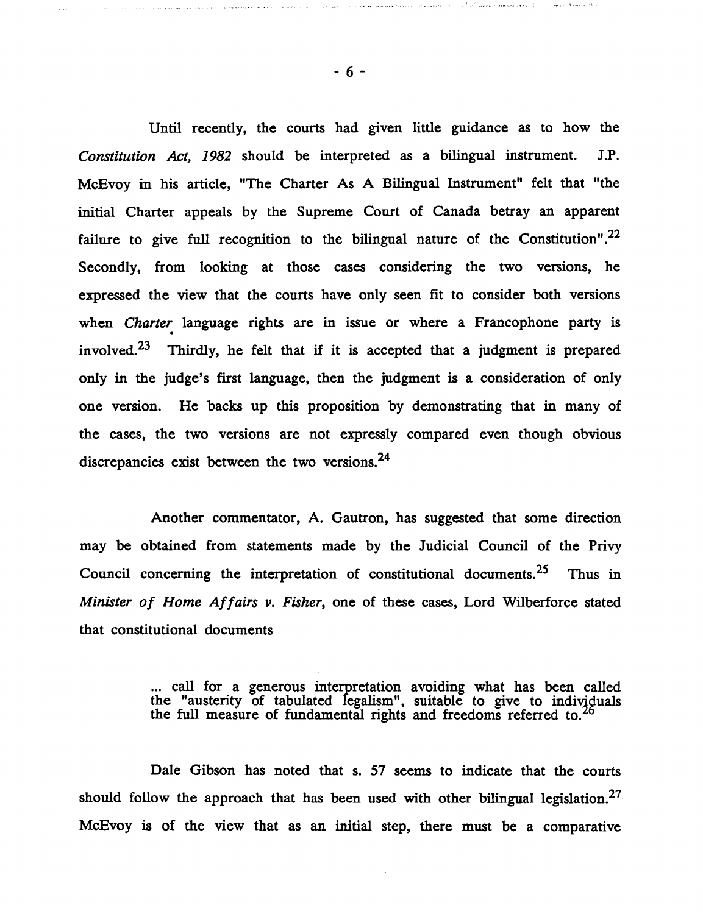Until recently, the courts had given little guidance as to how the *Constitution Act, 1982* should be interpreted as a bilingual instrument. J.P. McEvoy in his article, "The Charter As A Bilingual Instrument" felt that "the initial Charter appeals by the Supreme Court of Canada betray an apparent failure to give full recognition to the bilingual nature of the Constitution".[22] Secondly, from looking at those cases considering the two versions, he expressed the view that the courts have only seen fit to consider both versions when *Charter* language rights are in issue or where a Francophone party is involved.[23] Thirdly, he felt that if it is accepted that a judgment is prepared only in the judge's first language, then the judgment is a consideration of only one version. He backs up this proposition by demonstrating that in many of the cases, the two versions are not expressly compared even though obvious discrepancies exist between the two versions.[24]

Another commentator, A. Gautron, has suggested that some direction may be obtained from statements made by the Judicial Council of the Privy Council concerning the interpretation of constitutional documents.[25] Thus in *Minister of Home Affairs v. Fisher*, one of these cases, Lord Wilberforce stated that constitutional documents

> ... call for a generous interpretation avoiding what has been called the "austerity of tabulated legalism", suitable to give to individuals the full measure of fundamental rights and freedoms referred to.[26]

Dale Gibson has noted that s. 57 seems to indicate that the courts should follow the approach that has been used with other bilingual legislation.[27] McEvoy is of the view that as an initial step, there must be a comparative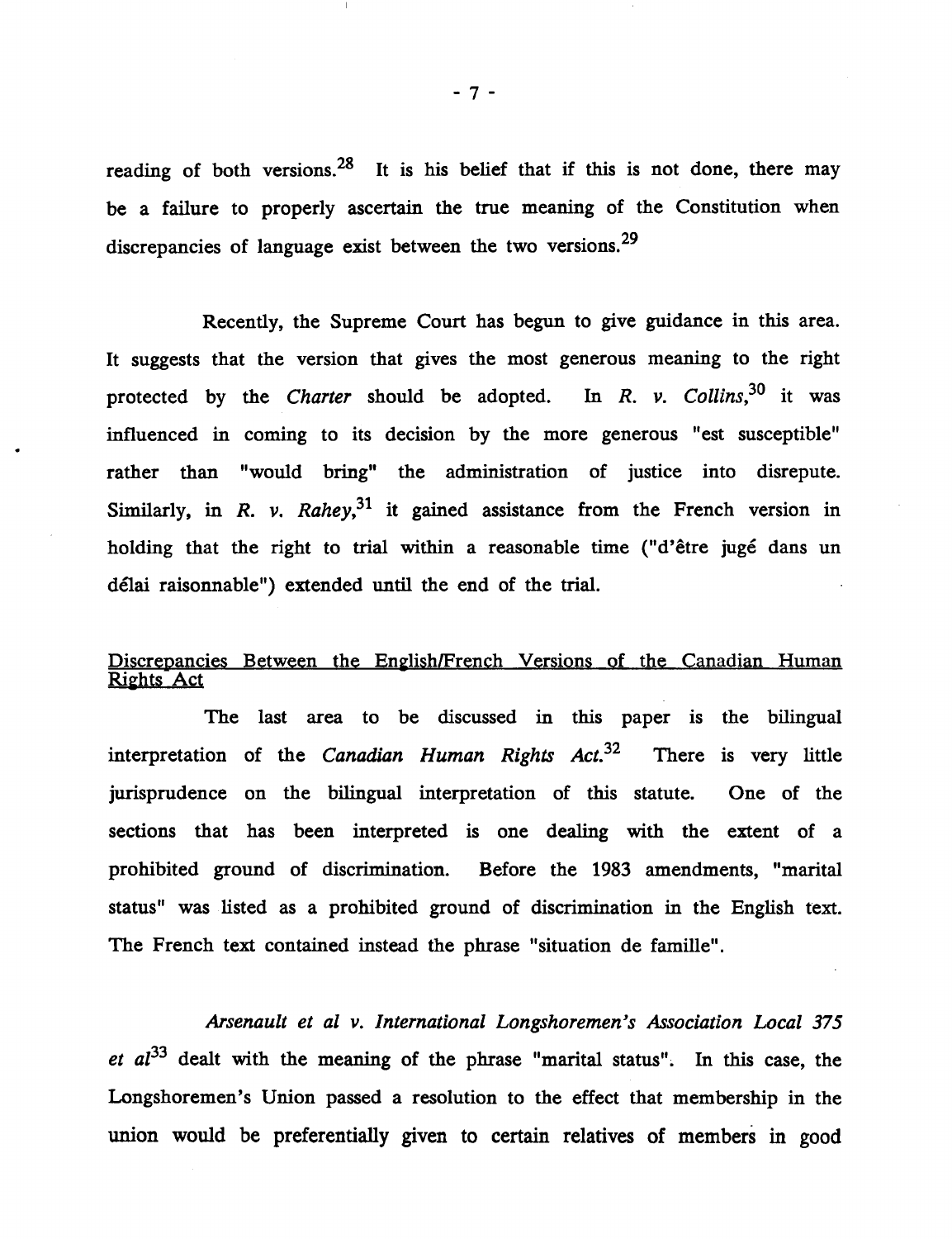reading of both versions.[28] It is his belief that if this is not done, there may be a failure to properly ascertain the true meaning of the Constitution when discrepancies of language exist between the two versions.[29]

Recently, the Supreme Court has begun to give guidance in this area. It suggests that the version that gives the most generous meaning to the right protected by the *Charter* should be adopted. In *R. v. Collins*,[30] it was influenced in coming to its decision by the more generous "est susceptible" rather than "would bring" the administration of justice into disrepute. Similarly, in *R. v. Rahey*,[31] it gained assistance from the French version in holding that the right to trial within a reasonable time ("d'être jugé dans un délai raisonnable") extended until the end of the trial.

## Discrepancies Between the English/French Versions of the Canadian Human Rights Act

The last area to be discussed in this paper is the bilingual interpretation of the *Canadian Human Rights Act*.[32] There is very little jurisprudence on the bilingual interpretation of this statute. One of the sections that has been interpreted is one dealing with the extent of a prohibited ground of discrimination. Before the 1983 amendments, "marital status" was listed as a prohibited ground of discrimination in the English text. The French text contained instead the phrase "situation de famille".

*Arsenault et al v. International Longshoremen's Association Local 375 et al*[33] dealt with the meaning of the phrase "marital status". In this case, the Longshoremen's Union passed a resolution to the effect that membership in the union would be preferentially given to certain relatives of members in good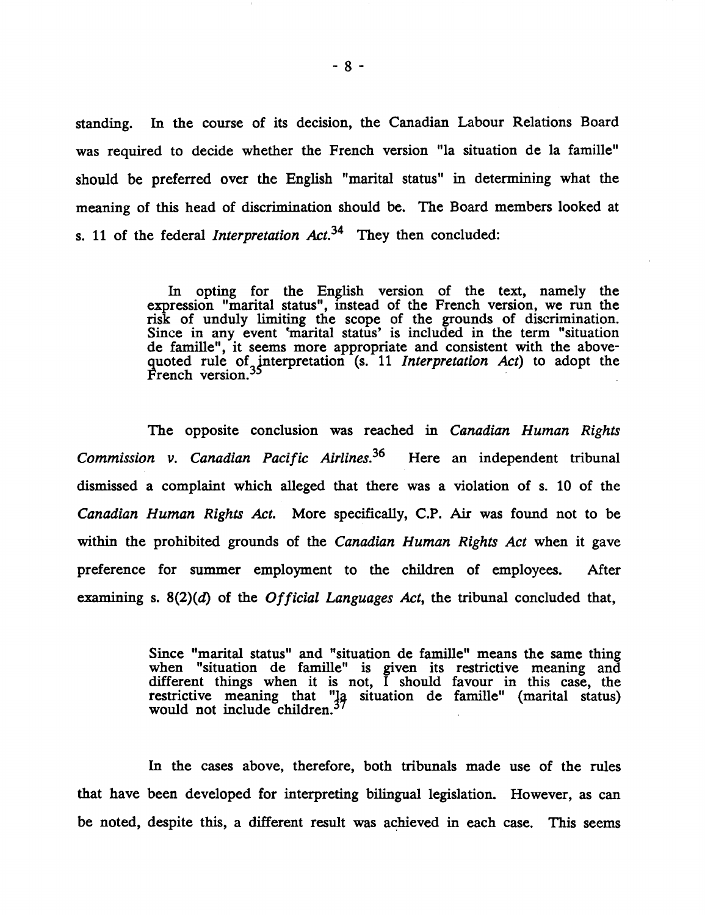standing. In the course of its decision, the Canadian Labour Relations Board was required to decide whether the French version "la situation de la famille" should be preferred over the English "marital status" in determining what the meaning of this head of discrimination should be. The Board members looked at s. 11 of the federal *Interpretation Act*.[34] They then concluded:

> In opting for the English version of the text, namely the expression "marital status", instead of the French version, we run the risk of unduly limiting the scope of the grounds of discrimination. Since in any event 'marital status' is included in the term "situation de famille", it seems more appropriate and consistent with the above-quoted rule of interpretation (s. 11 *Interpretation Act*) to adopt the French version.[35]

The opposite conclusion was reached in *Canadian Human Rights Commission v. Canadian Pacific Airlines*.[36] Here an independent tribunal dismissed a complaint which alleged that there was a violation of s. 10 of the *Canadian Human Rights Act*. More specifically, C.P. Air was found not to be within the prohibited grounds of the *Canadian Human Rights Act* when it gave preference for summer employment to the children of employees. After examining s. 8(2)(*d*) of the *Official Languages Act*, the tribunal concluded that,

> Since "marital status" and "situation de famille" means the same thing when "situation de famille" is given its restrictive meaning and different things when it is not, I should favour in this case, the restrictive meaning that "la situation de famille" (marital status) would not include children.[37]

In the cases above, therefore, both tribunals made use of the rules that have been developed for interpreting bilingual legislation. However, as can be noted, despite this, a different result was achieved in each case. This seems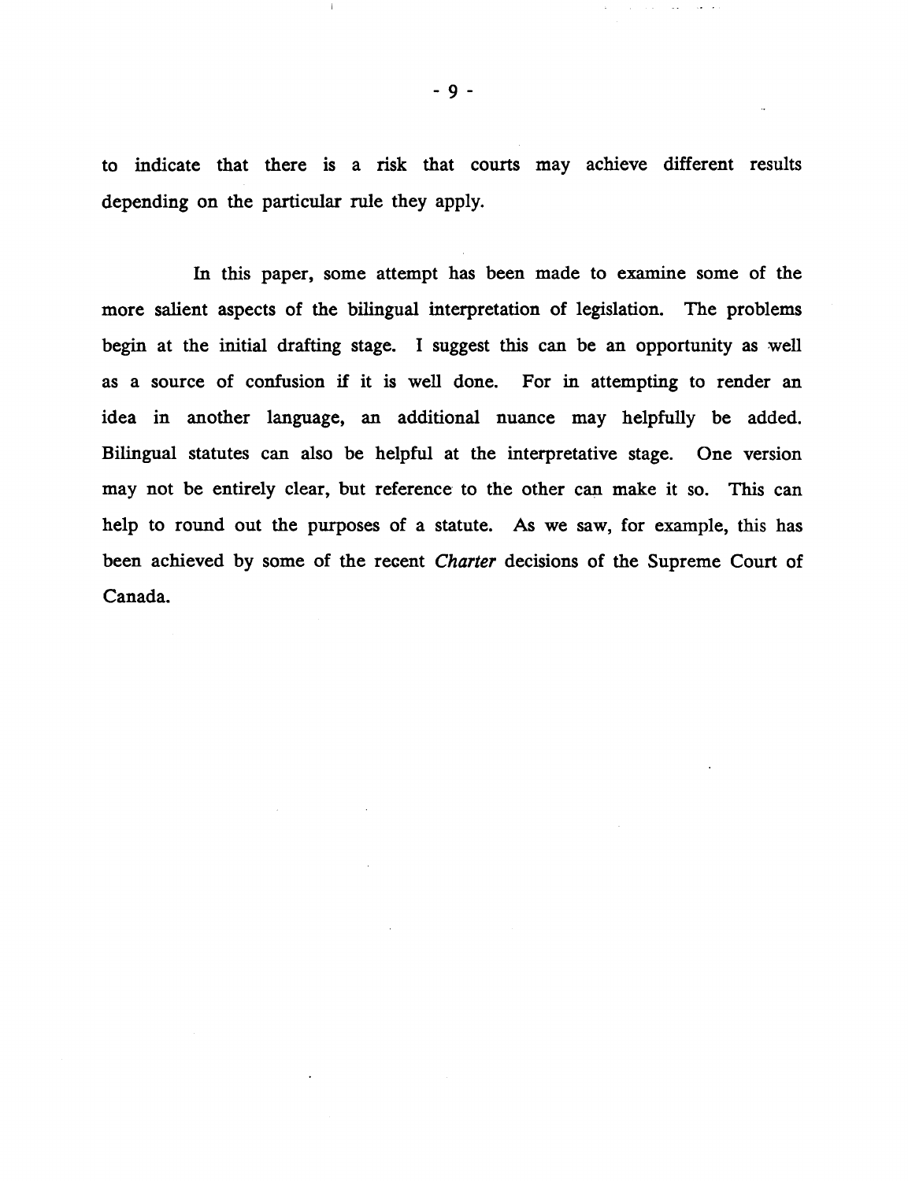to indicate that there is a risk that courts may achieve different results depending on the particular rule they apply.

In this paper, some attempt has been made to examine some of the more salient aspects of the bilingual interpretation of legislation. The problems begin at the initial drafting stage. I suggest this can be an opportunity as well as a source of confusion if it is well done. For in attempting to render an idea in another language, an additional nuance may helpfully be added. Bilingual statutes can also be helpful at the interpretative stage. One version may not be entirely clear, but reference to the other can make it so. This can help to round out the purposes of a statute. As we saw, for example, this has been achieved by some of the recent *Charter* decisions of the Supreme Court of Canada.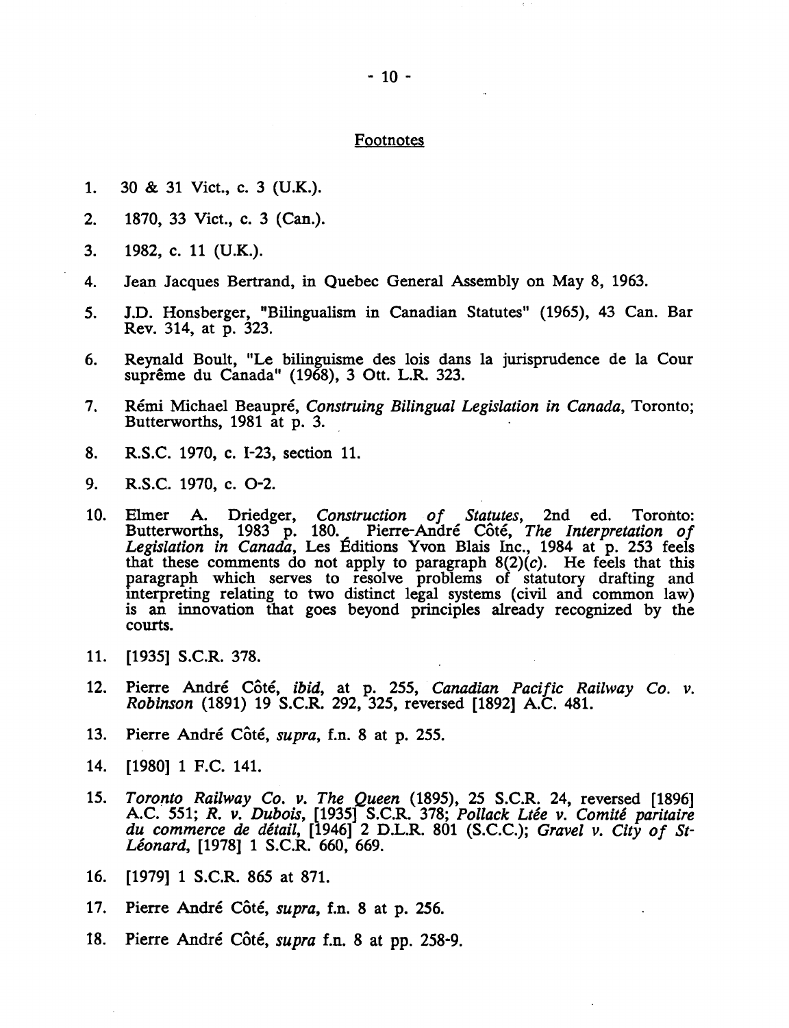## Footnotes

1. 30 & 31 Vict., c. 3 (U.K.).

2. 1870, 33 Vict., c. 3 (Can.).

3. 1982, c. 11 (U.K.).

4. Jean Jacques Bertrand, in Quebec General Assembly on May 8, 1963.

5. J.D. Honsberger, "Bilingualism in Canadian Statutes" (1965), 43 Can. Bar Rev. 314, at p. 323.

6. Reynald Boult, "Le bilinguisme des lois dans la jurisprudence de la Cour suprême du Canada" (1968), 3 Ott. L.R. 323.

7. Rémi Michael Beaupré, *Construing Bilingual Legislation in Canada*, Toronto; Butterworths, 1981 at p. 3.

8. R.S.C. 1970, c. I-23, section 11.

9. R.S.C. 1970, c. O-2.

10. Elmer A. Driedger, *Construction of Statutes*, 2nd ed. Toronto: Butterworths, 1983 p. 180. Pierre-André Côté, *The Interpretation of Legislation in Canada*, Les Éditions Yvon Blais Inc., 1984 at p. 253 feels that these comments do not apply to paragraph 8(2)(*c*). He feels that this paragraph which serves to resolve problems of statutory drafting and interpreting relating to two distinct legal systems (civil and common law) is an innovation that goes beyond principles already recognized by the courts.

11. [1935] S.C.R. 378.

12. Pierre André Côté, *ibid*, at p. 255, *Canadian Pacific Railway Co. v. Robinson* (1891) 19 S.C.R. 292, 325, reversed [1892] A.C. 481.

13. Pierre André Côté, *supra*, f.n. 8 at p. 255.

14. [1980] 1 F.C. 141.

15. *Toronto Railway Co. v. The Queen* (1895), 25 S.C.R. 24, reversed [1896] A.C. 551; *R. v. Dubois*, [1935] S.C.R. 378; *Pollack Ltée v. Comité paritaire du commerce de détail*, [1946] 2 D.L.R. 801 (S.C.C.); *Gravel v. City of St-Léonard*, [1978] 1 S.C.R. 660, 669.

16. [1979] 1 S.C.R. 865 at 871.

17. Pierre André Côté, *supra*, f.n. 8 at p. 256.

18. Pierre André Côté, *supra* f.n. 8 at pp. 258-9.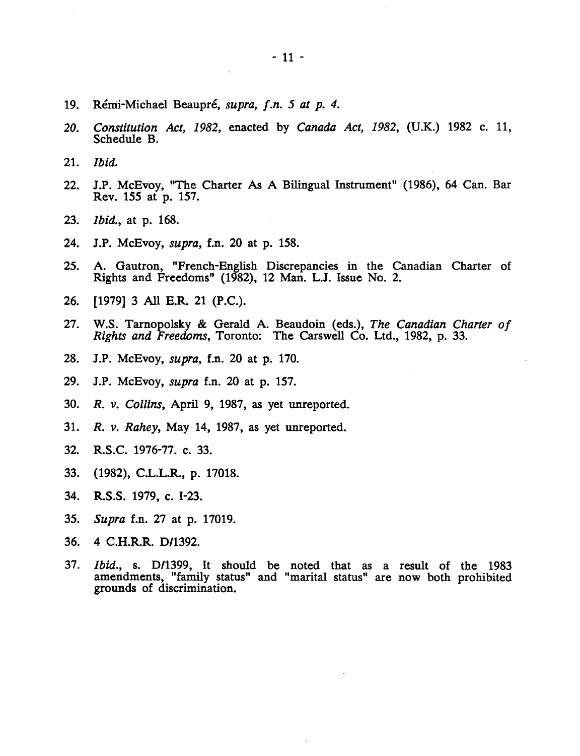19. Rémi-Michael Beaupré, *supra, f.n. 5 at p. 4.*

20. *Constitution Act, 1982*, enacted by *Canada Act, 1982*, (U.K.) 1982 c. 11, Schedule B.

21. *Ibid.*

22. J.P. McEvoy, "The Charter As A Bilingual Instrument" (1986), 64 Can. Bar Rev. 155 at p. 157.

23. *Ibid.*, at p. 168.

24. J.P. McEvoy, *supra*, f.n. 20 at p. 158.

25. A. Gautron, "French-English Discrepancies in the Canadian Charter of Rights and Freedoms" (1982), 12 Man. L.J. Issue No. 2.

26. [1979] 3 All E.R. 21 (P.C.).

27. W.S. Tarnopolsky & Gerald A. Beaudoin (eds.), *The Canadian Charter of Rights and Freedoms*, Toronto: The Carswell Co. Ltd., 1982, p. 33.

28. J.P. McEvoy, *supra*, f.n. 20 at p. 170.

29. J.P. McEvoy, *supra* f.n. 20 at p. 157.

30. *R. v. Collins*, April 9, 1987, as yet unreported.

31. *R. v. Rahey*, May 14, 1987, as yet unreported.

32. R.S.C. 1976-77. c. 33.

33. (1982), C.L.L.R., p. 17018.

34. R.S.S. 1979, c. I-23.

35. *Supra* f.n. 27 at p. 17019.

36. 4 C.H.R.R. D/1392.

37. *Ibid.*, s. D/1399, It should be noted that as a result of the 1983 amendments, "family status" and "marital status" are now both prohibited grounds of discrimination.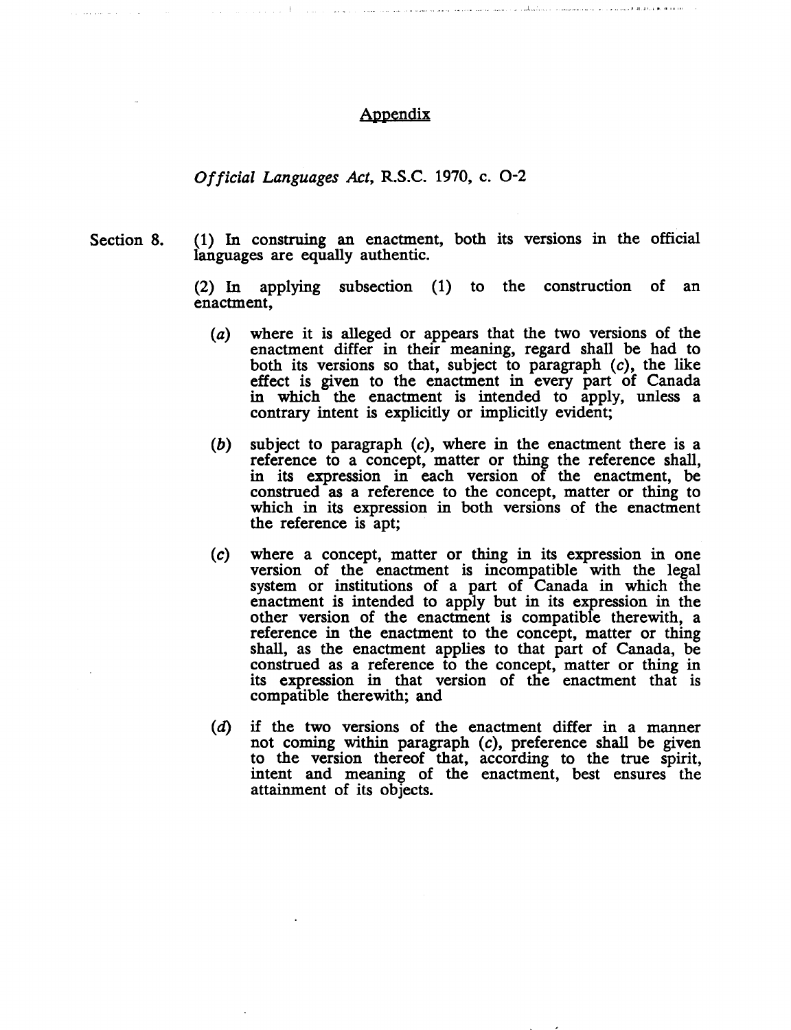## Appendix

*Official Languages Act*, R.S.C. 1970, c. O-2

Section 8. (1) In construing an enactment, both its versions in the official languages are equally authentic.

(2) In applying subsection (1) to the construction of an enactment,

(*a*) where it is alleged or appears that the two versions of the enactment differ in their meaning, regard shall be had to both its versions so that, subject to paragraph (*c*), the like effect is given to the enactment in every part of Canada in which the enactment is intended to apply, unless a contrary intent is explicitly or implicitly evident;

(*b*) subject to paragraph (*c*), where in the enactment there is a reference to a concept, matter or thing the reference shall, in its expression in each version of the enactment, be construed as a reference to the concept, matter or thing to which in its expression in both versions of the enactment the reference is apt;

(*c*) where a concept, matter or thing in its expression in one version of the enactment is incompatible with the legal system or institutions of a part of Canada in which the enactment is intended to apply but in its expression in the other version of the enactment is compatible therewith, a reference in the enactment to the concept, matter or thing shall, as the enactment applies to that part of Canada, be construed as a reference to the concept, matter or thing in its expression in that version of the enactment that is compatible therewith; and

(*d*) if the two versions of the enactment differ in a manner not coming within paragraph (*c*), preference shall be given to the version thereof that, according to the true spirit, intent and meaning of the enactment, best ensures the attainment of its objects.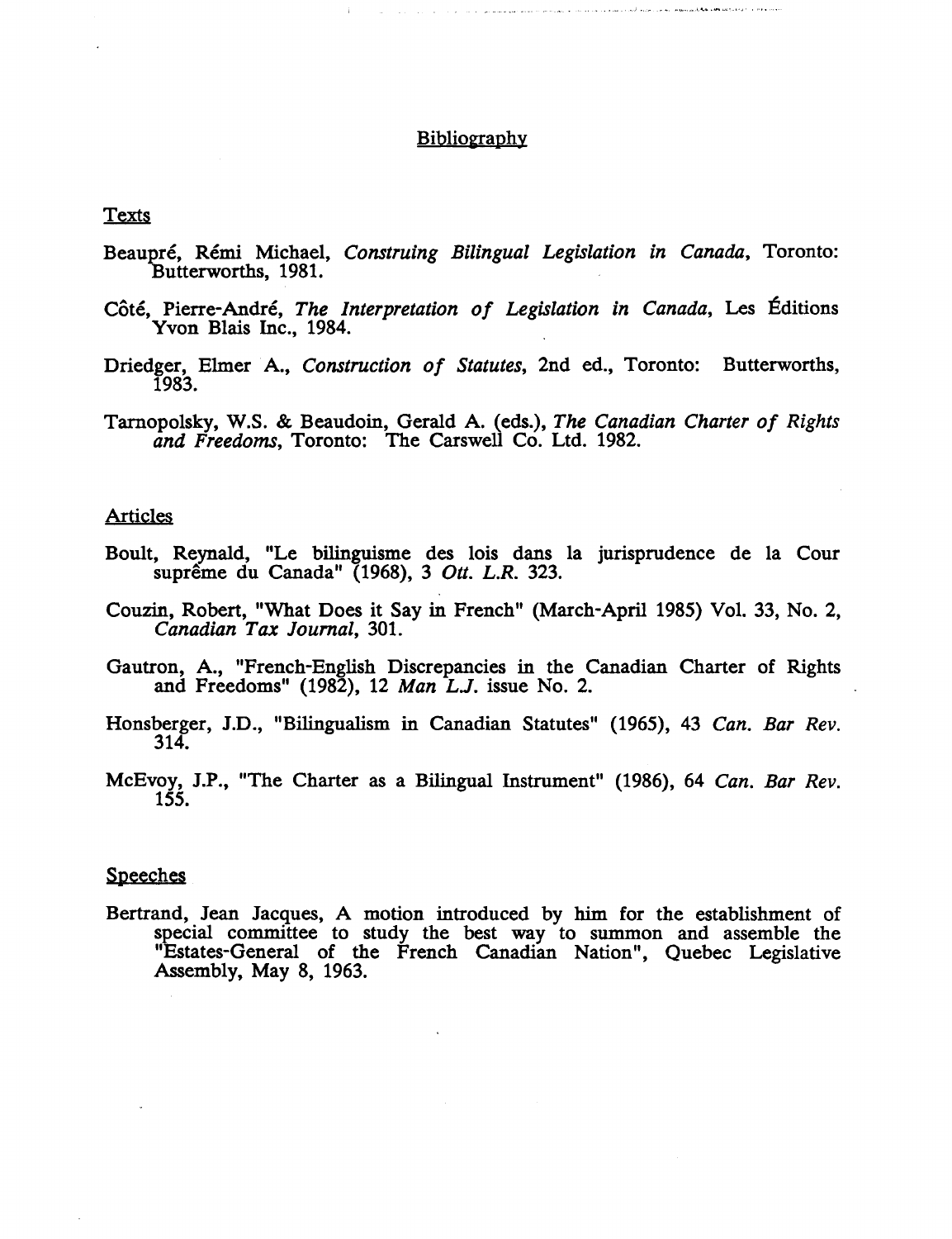## Bibliography

### Texts

Beaupré, Rémi Michael, *Construing Bilingual Legislation in Canada*, Toronto: Butterworths, 1981.

Côté, Pierre-André, *The Interpretation of Legislation in Canada*, Les Éditions Yvon Blais Inc., 1984.

Driedger, Elmer A., *Construction of Statutes*, 2nd ed., Toronto: Butterworths, 1983.

Tarnopolsky, W.S. & Beaudoin, Gerald A. (eds.), *The Canadian Charter of Rights and Freedoms*, Toronto: The Carswell Co. Ltd. 1982.

### Articles

Boult, Reynald, "Le bilinguisme des lois dans la jurisprudence de la Cour suprême du Canada" (1968), 3 *Ott. L.R.* 323.

Couzin, Robert, "What Does it Say in French" (March-April 1985) Vol. 33, No. 2, *Canadian Tax Journal*, 301.

Gautron, A., "French-English Discrepancies in the Canadian Charter of Rights and Freedoms" (1982), 12 *Man L.J.* issue No. 2.

Honsberger, J.D., "Bilingualism in Canadian Statutes" (1965), 43 *Can. Bar Rev.* 314.

McEvoy, J.P., "The Charter as a Bilingual Instrument" (1986), 64 *Can. Bar Rev.* 155.

### Speeches

Bertrand, Jean Jacques, A motion introduced by him for the establishment of special committee to study the best way to summon and assemble the "Estates-General of the French Canadian Nation", Quebec Legislative Assembly, May 8, 1963.